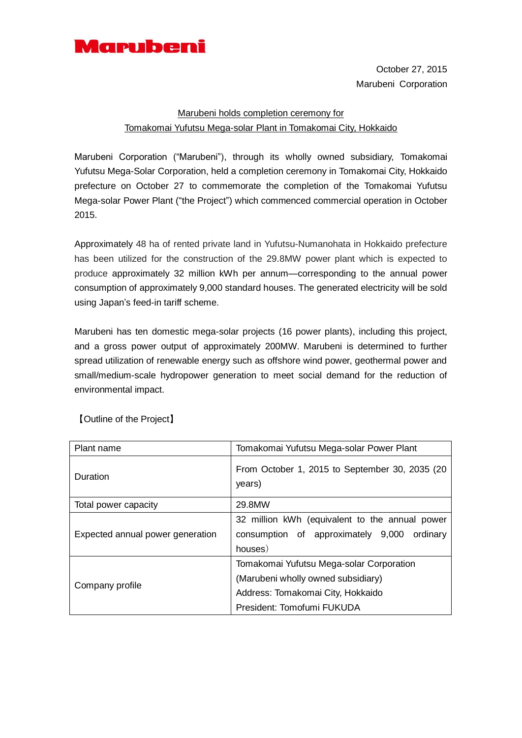**Marubeni**

October 27, 2015
Marubeni Corporation

# Marubeni holds completion ceremony for Tomakomai Yufutsu Mega-solar Plant in Tomakomai City, Hokkaido

Marubeni Corporation ("Marubeni"), through its wholly owned subsidiary, Tomakomai Yufutsu Mega-Solar Corporation, held a completion ceremony in Tomakomai City, Hokkaido prefecture on October 27 to commemorate the completion of the Tomakomai Yufutsu Mega-solar Power Plant ("the Project") which commenced commercial operation in October 2015.

Approximately 48 ha of rented private land in Yufutsu-Numanohata in Hokkaido prefecture has been utilized for the construction of the 29.8MW power plant which is expected to produce approximately 32 million kWh per annum—corresponding to the annual power consumption of approximately 9,000 standard houses. The generated electricity will be sold using Japan's feed-in tariff scheme.

Marubeni has ten domestic mega-solar projects (16 power plants), including this project, and a gross power output of approximately 200MW. Marubeni is determined to further spread utilization of renewable energy such as offshore wind power, geothermal power and small/medium-scale hydropower generation to meet social demand for the reduction of environmental impact.

【Outline of the Project】

| Plant name | Tomakomai Yufutsu Mega-solar Power Plant |
|---|---|
| Duration | From October 1, 2015 to September 30, 2035 (20 years) |
| Total power capacity | 29.8MW |
| Expected annual power generation | 32 million kWh (equivalent to the annual power consumption of approximately 9,000 ordinary houses） |
| Company profile | Tomakomai Yufutsu Mega-solar Corporation<br>(Marubeni wholly owned subsidiary)<br>Address: Tomakomai City, Hokkaido<br>President: Tomofumi FUKUDA |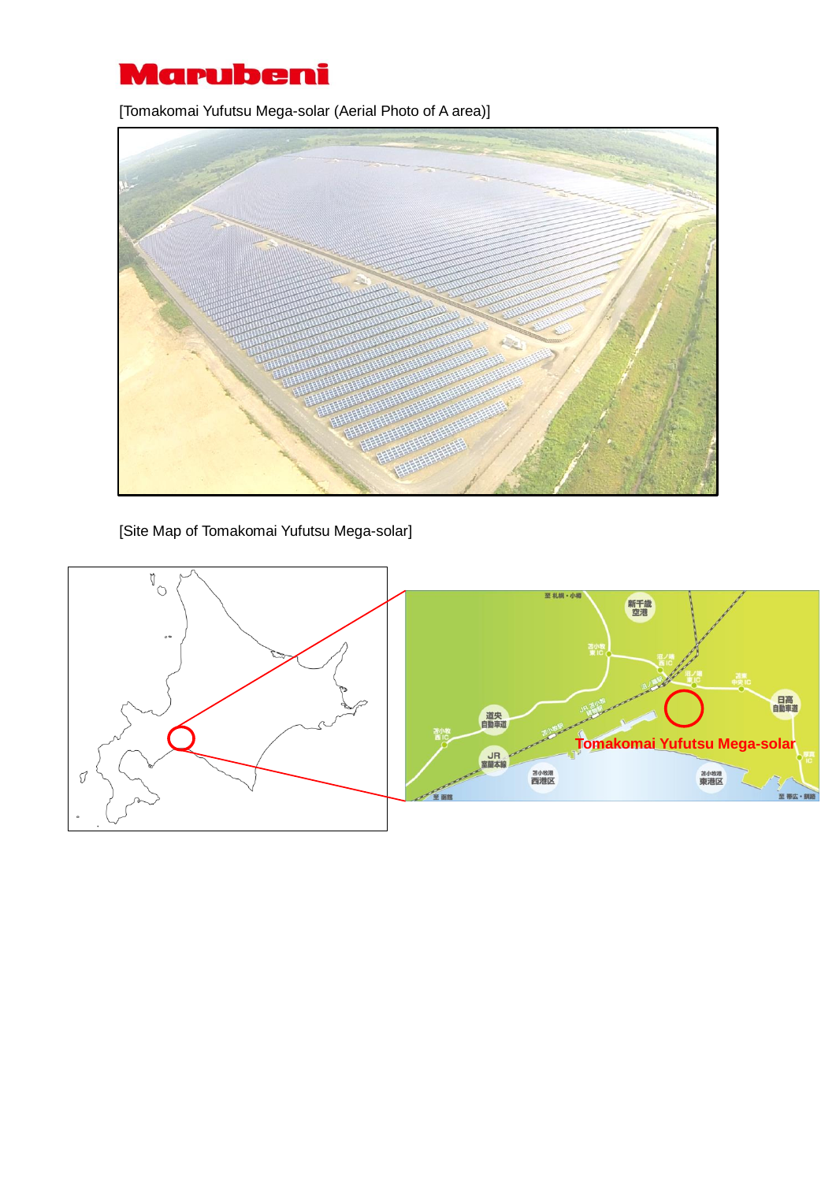Marubeni

[Tomakomai Yufutsu Mega-solar (Aerial Photo of A area)]

[Site Map of Tomakomai Yufutsu Mega-solar]

Tomakomai Yufutsu Mega-solar